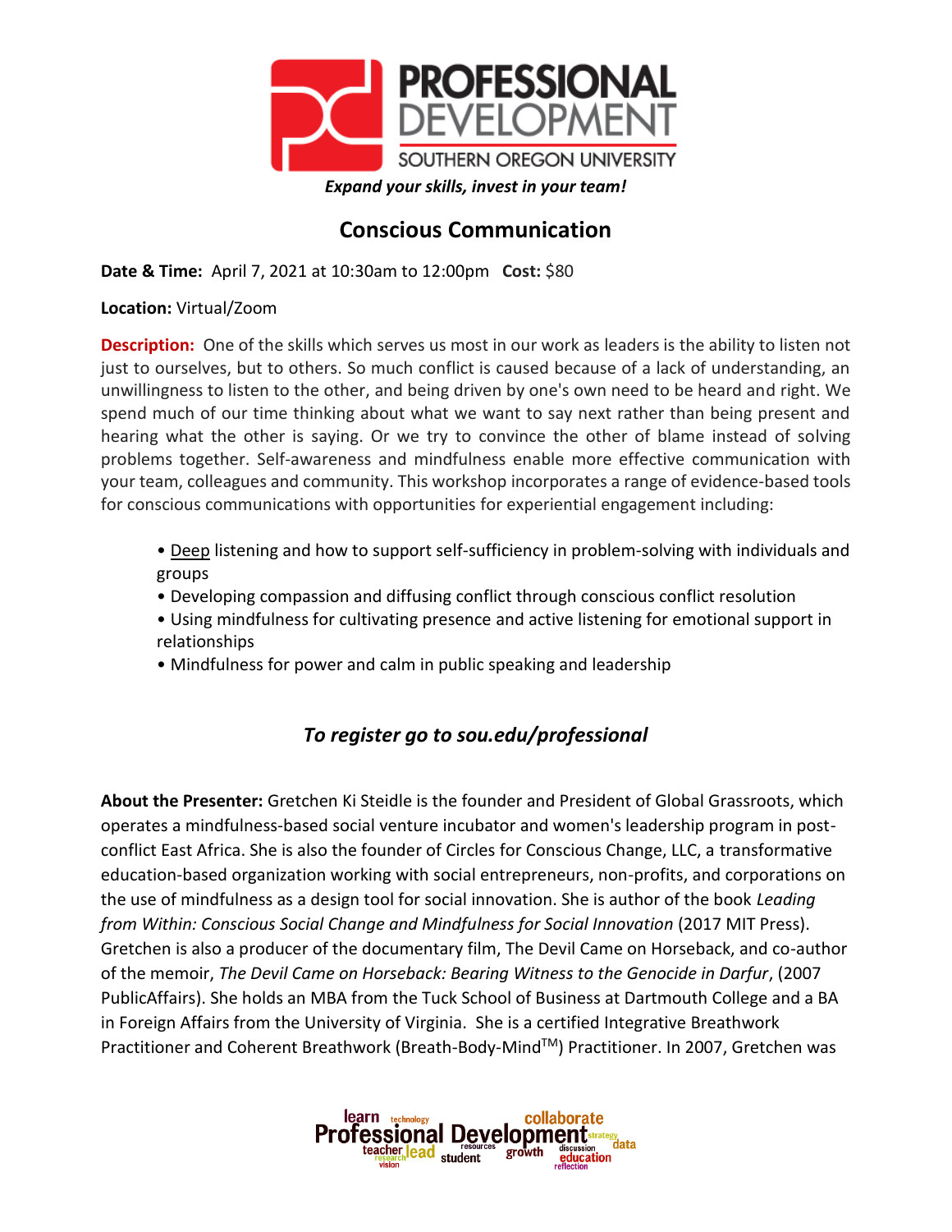PROFESSIONAL DEVELOPMENT
SOUTHERN OREGON UNIVERSITY

*Expand your skills, invest in your team!*

# Conscious Communication

**Date & Time:** April 7, 2021 at 10:30am to 12:00pm **Cost:** $80

**Location:** Virtual/Zoom

**Description:** One of the skills which serves us most in our work as leaders is the ability to listen not just to ourselves, but to others. So much conflict is caused because of a lack of understanding, an unwillingness to listen to the other, and being driven by one's own need to be heard and right. We spend much of our time thinking about what we want to say next rather than being present and hearing what the other is saying. Or we try to convince the other of blame instead of solving problems together. Self-awareness and mindfulness enable more effective communication with your team, colleagues and community. This workshop incorporates a range of evidence-based tools for conscious communications with opportunities for experiential engagement including:

- Deep listening and how to support self-sufficiency in problem-solving with individuals and groups
- Developing compassion and diffusing conflict through conscious conflict resolution
- Using mindfulness for cultivating presence and active listening for emotional support in relationships
- Mindfulness for power and calm in public speaking and leadership

## *To register go to sou.edu/professional*

**About the Presenter:** Gretchen Ki Steidle is the founder and President of Global Grassroots, which operates a mindfulness-based social venture incubator and women's leadership program in post-conflict East Africa. She is also the founder of Circles for Conscious Change, LLC, a transformative education-based organization working with social entrepreneurs, non-profits, and corporations on the use of mindfulness as a design tool for social innovation. She is author of the book *Leading from Within: Conscious Social Change and Mindfulness for Social Innovation* (2017 MIT Press). Gretchen is also a producer of the documentary film, The Devil Came on Horseback, and co-author of the memoir, *The Devil Came on Horseback: Bearing Witness to the Genocide in Darfur*, (2007 PublicAffairs). She holds an MBA from the Tuck School of Business at Dartmouth College and a BA in Foreign Affairs from the University of Virginia. She is a certified Integrative Breathwork Practitioner and Coherent Breathwork (Breath-Body-Mind™) Practitioner. In 2007, Gretchen was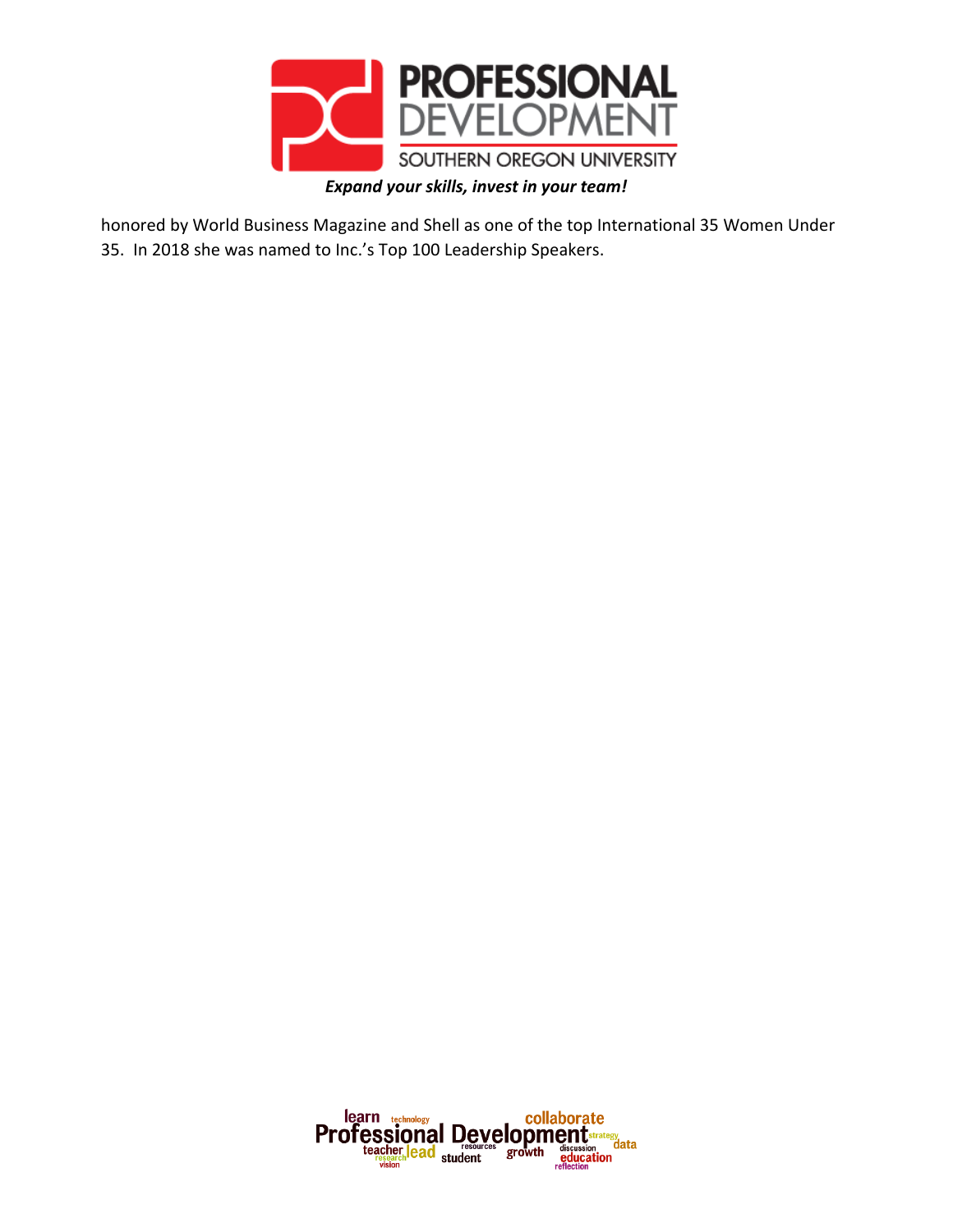honored by World Business Magazine and Shell as one of the top International 35 Women Under 35. In 2018 she was named to Inc.'s Top 100 Leadership Speakers.